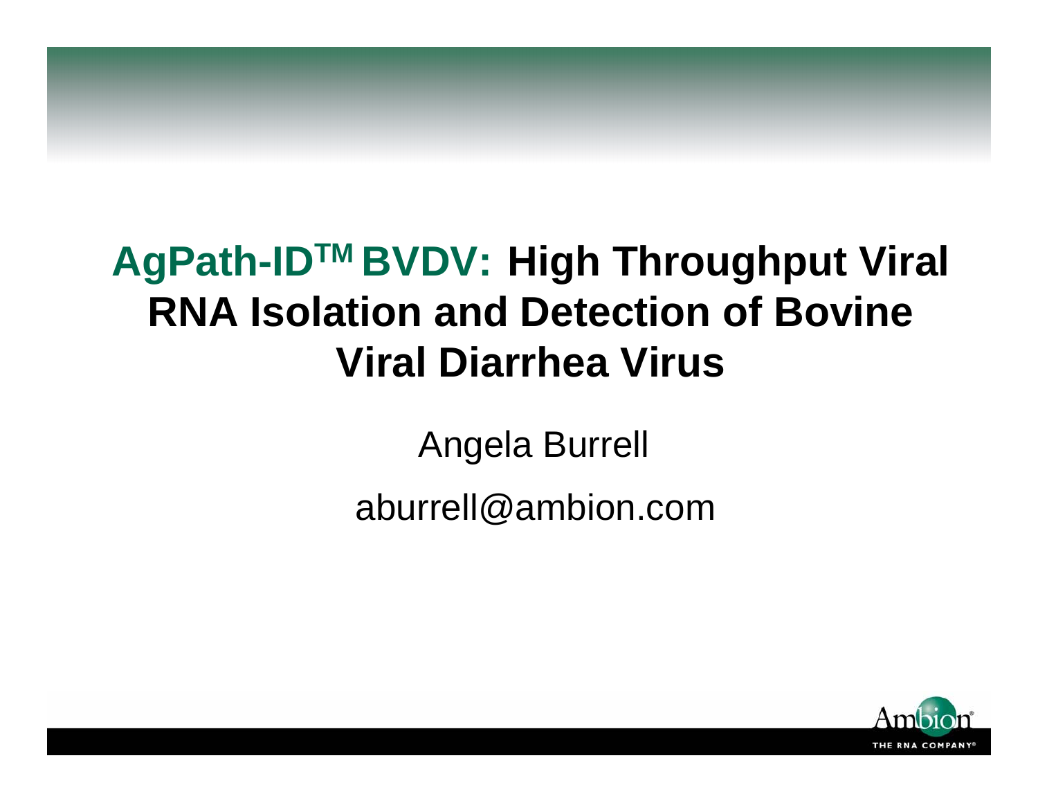# AgPath-ID™ BVDV: High Throughput Viral RNA Isolation and Detection of Bovine Viral Diarrhea Virus

Angela Burrell

aburrell@ambion.com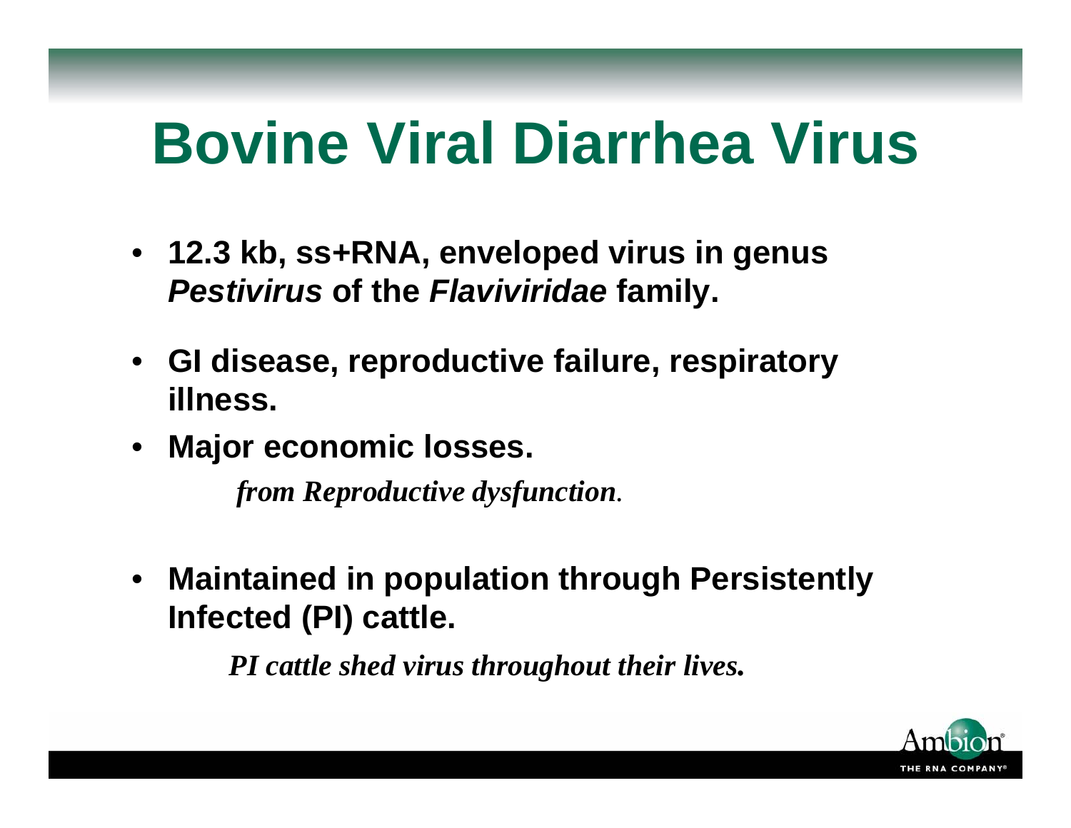# Bovine Viral Diarrhea Virus

- **12.3 kb, ss+RNA, enveloped virus in genus *Pestivirus* of the *Flaviviridae* family.**
- **GI disease, reproductive failure, respiratory illness.**
- **Major economic losses.**

  ***from Reproductive dysfunction*.**

- **Maintained in population through Persistently Infected (PI) cattle.**

  ***PI cattle shed virus throughout their lives.***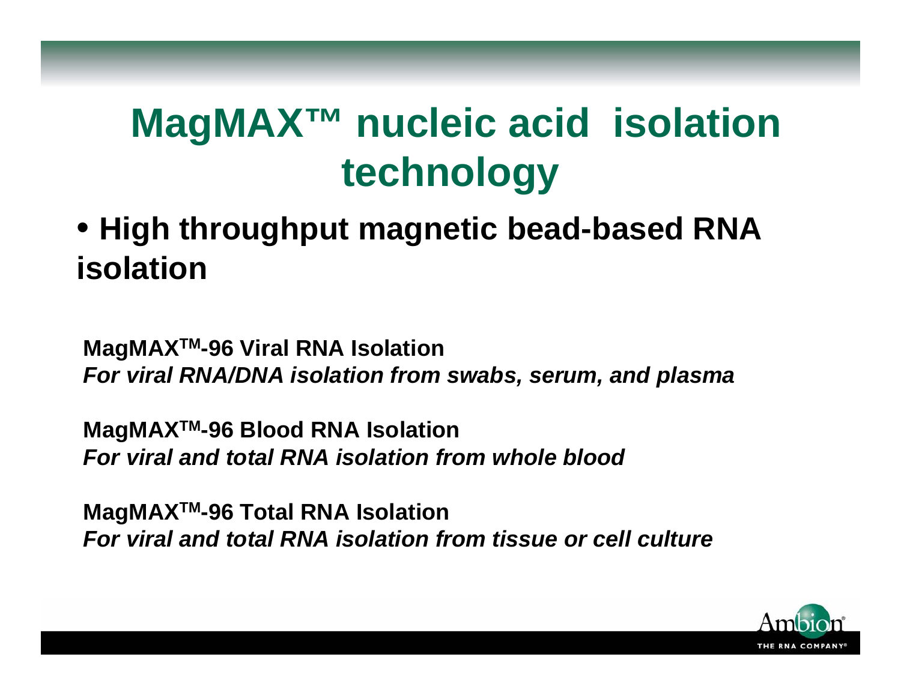# MagMAX™ nucleic acid isolation technology

- **High throughput magnetic bead-based RNA isolation**

**MagMAX™-96 Viral RNA Isolation**
***For viral RNA/DNA isolation from swabs, serum, and plasma***

**MagMAX™-96 Blood RNA Isolation**
***For viral and total RNA isolation from whole blood***

**MagMAX™-96 Total RNA Isolation**
***For viral and total RNA isolation from tissue or cell culture***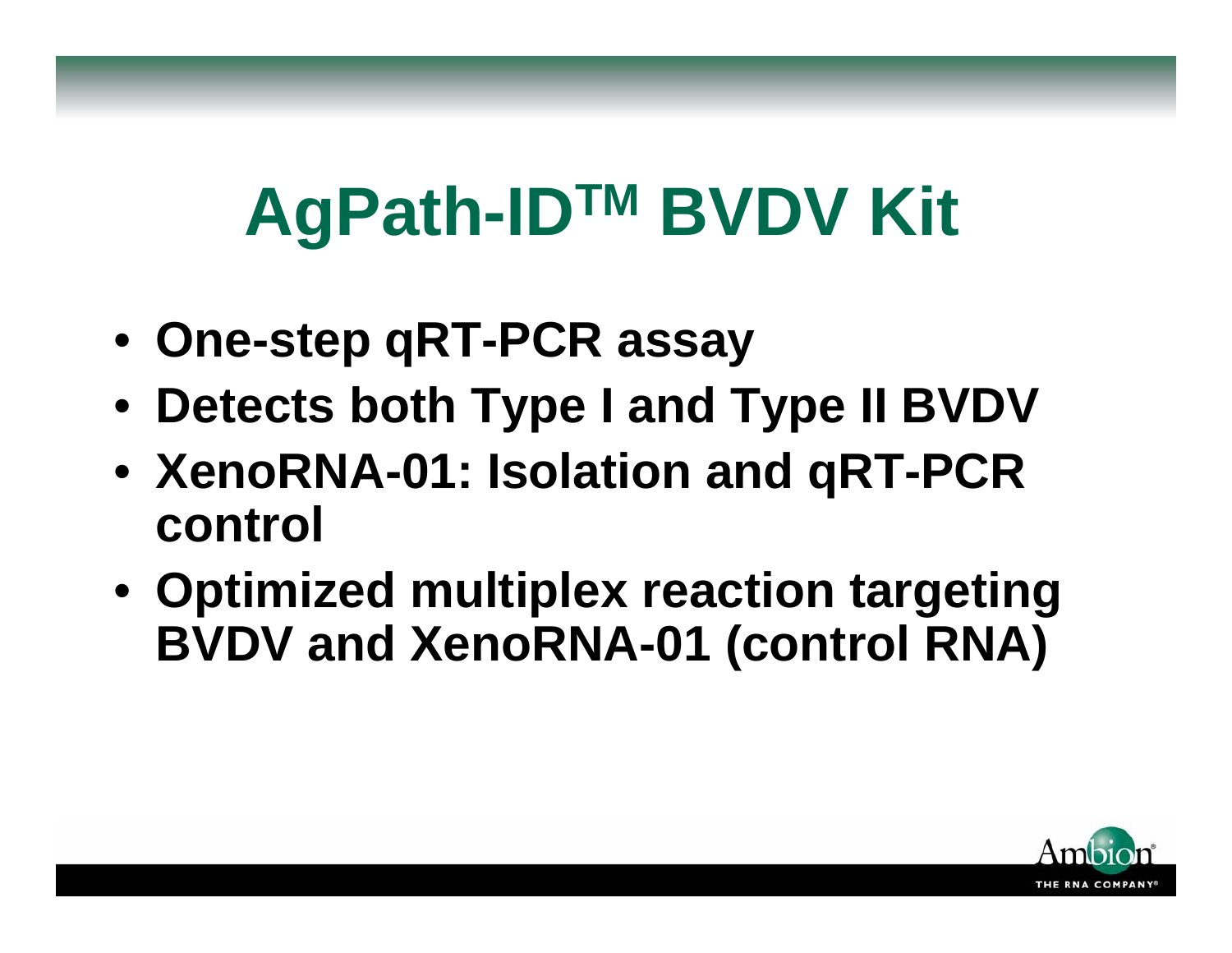# AgPath-ID™ BVDV Kit

- One-step qRT-PCR assay
- Detects both Type I and Type II BVDV
- XenoRNA-01: Isolation and qRT-PCR control
- Optimized multiplex reaction targeting BVDV and XenoRNA-01 (control RNA)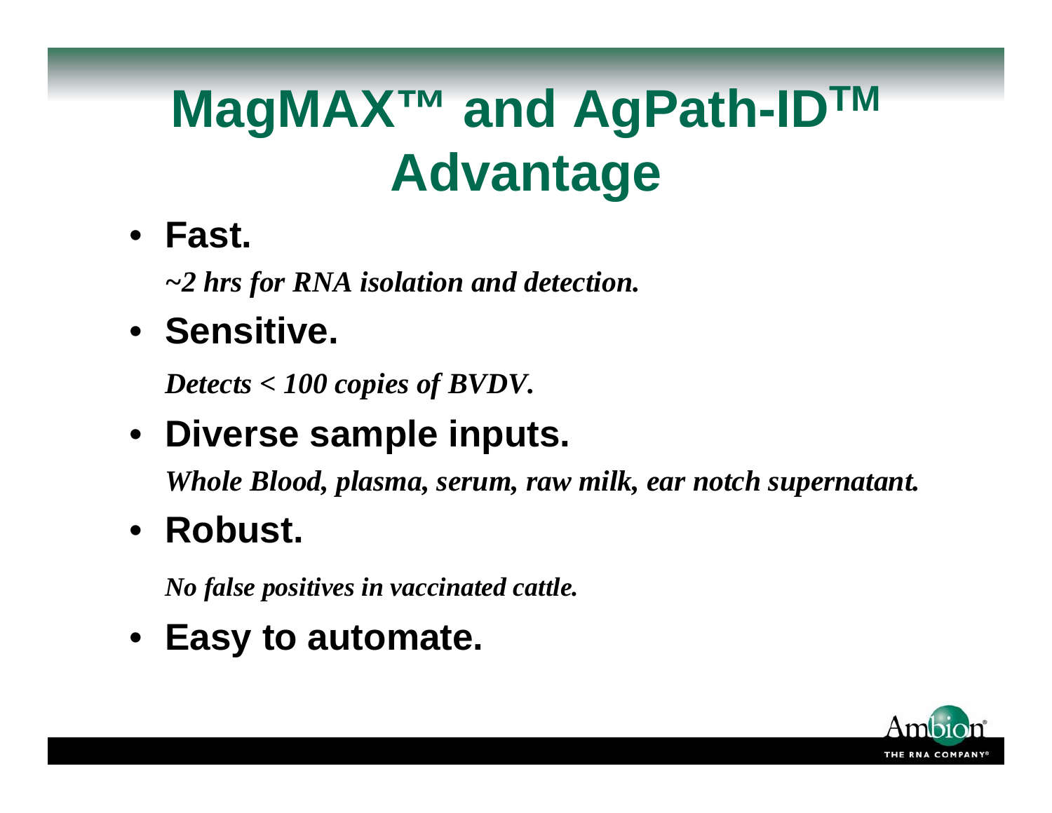# MagMAX™ and AgPath-ID™ Advantage

- **Fast.**

  ***~2 hrs for RNA isolation and detection.***

- **Sensitive.**

  ***Detects < 100 copies of BVDV.***

- **Diverse sample inputs.**

  ***Whole Blood, plasma, serum, raw milk, ear notch supernatant.***

- **Robust.**

  ***No false positives in vaccinated cattle.***

- **Easy to automate.**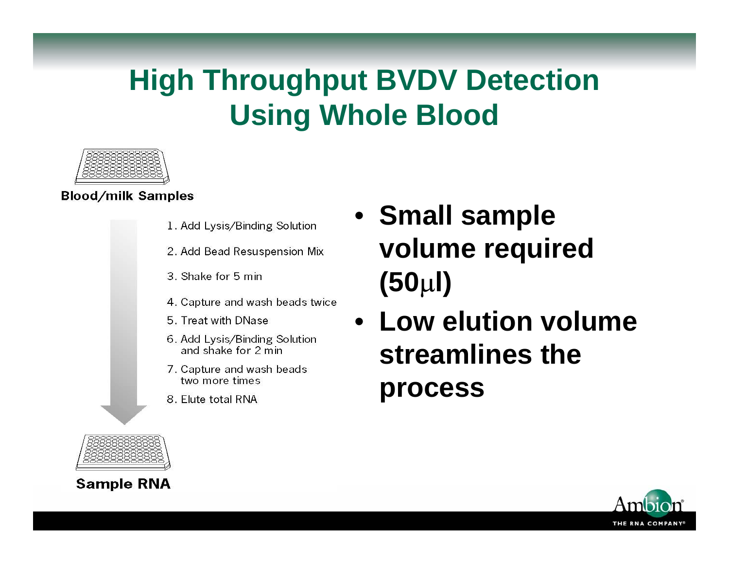# High Throughput BVDV Detection Using Whole Blood

Blood/milk Samples

1. Add Lysis/Binding Solution
2. Add Bead Resuspension Mix
3. Shake for 5 min
4. Capture and wash beads twice
5. Treat with DNase
6. Add Lysis/Binding Solution and shake for 2 min
7. Capture and wash beads two more times
8. Elute total RNA

Sample RNA

- **Small sample volume required (50μl)**
- **Low elution volume streamlines the process**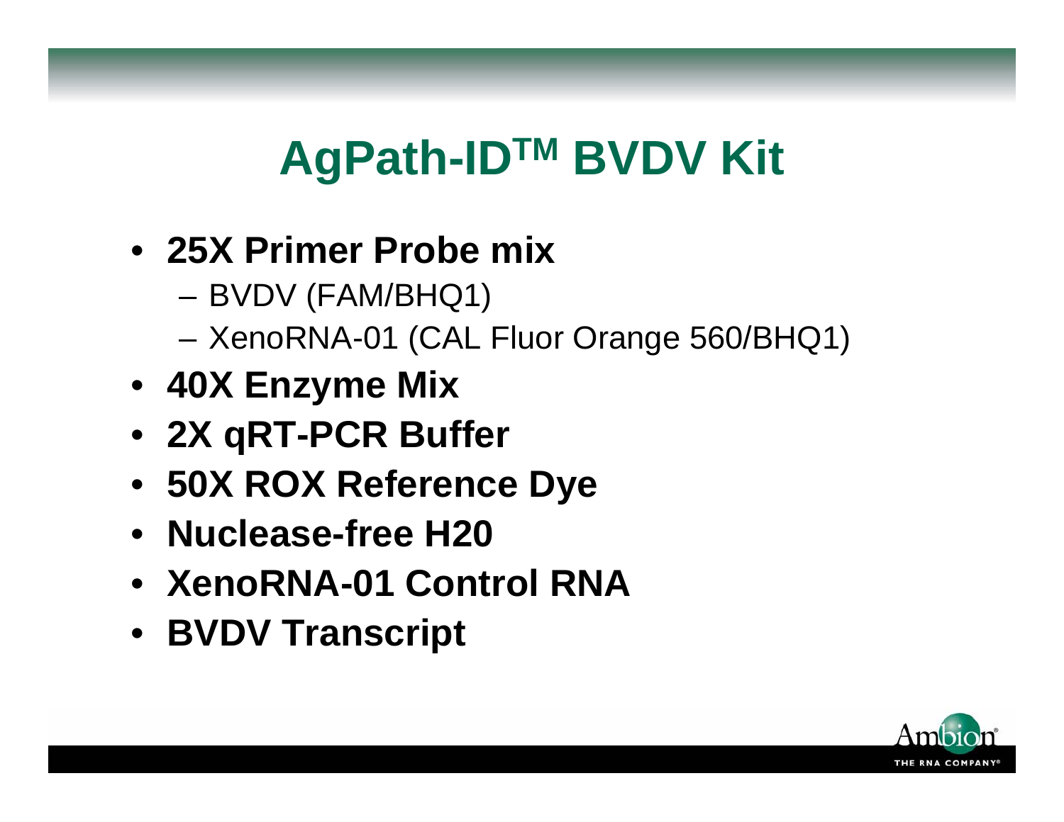# AgPath-ID™ BVDV Kit

- **25X Primer Probe mix**
  - BVDV (FAM/BHQ1)
  - XenoRNA-01 (CAL Fluor Orange 560/BHQ1)
- **40X Enzyme Mix**
- **2X qRT-PCR Buffer**
- **50X ROX Reference Dye**
- **Nuclease-free H20**
- **XenoRNA-01 Control RNA**
- **BVDV Transcript**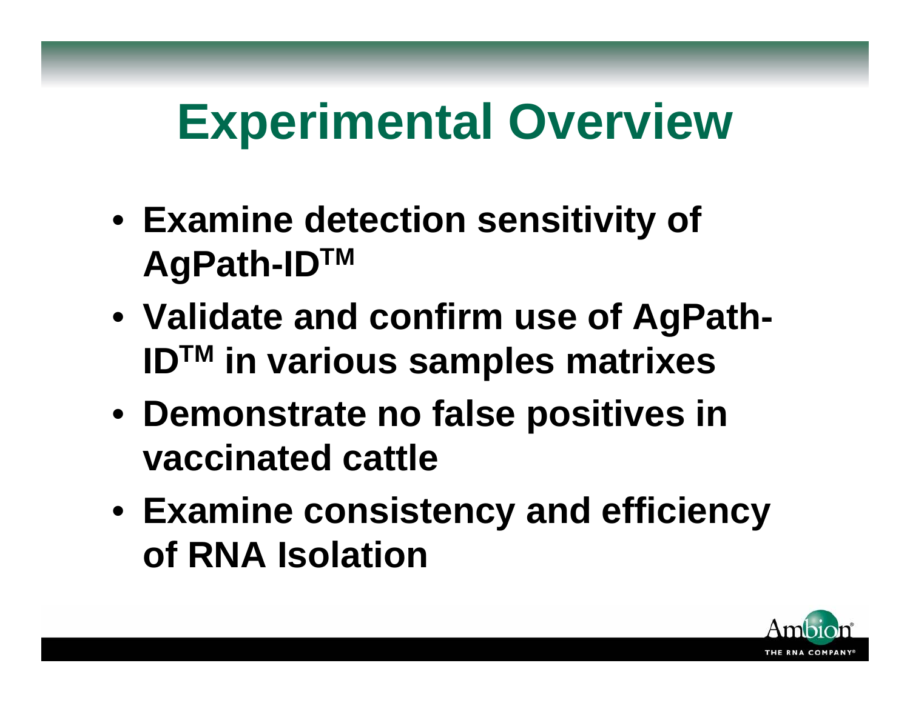# Experimental Overview

- **Examine detection sensitivity of AgPath-ID™**
- **Validate and confirm use of AgPath-ID™ in various samples matrixes**
- **Demonstrate no false positives in vaccinated cattle**
- **Examine consistency and efficiency of RNA Isolation**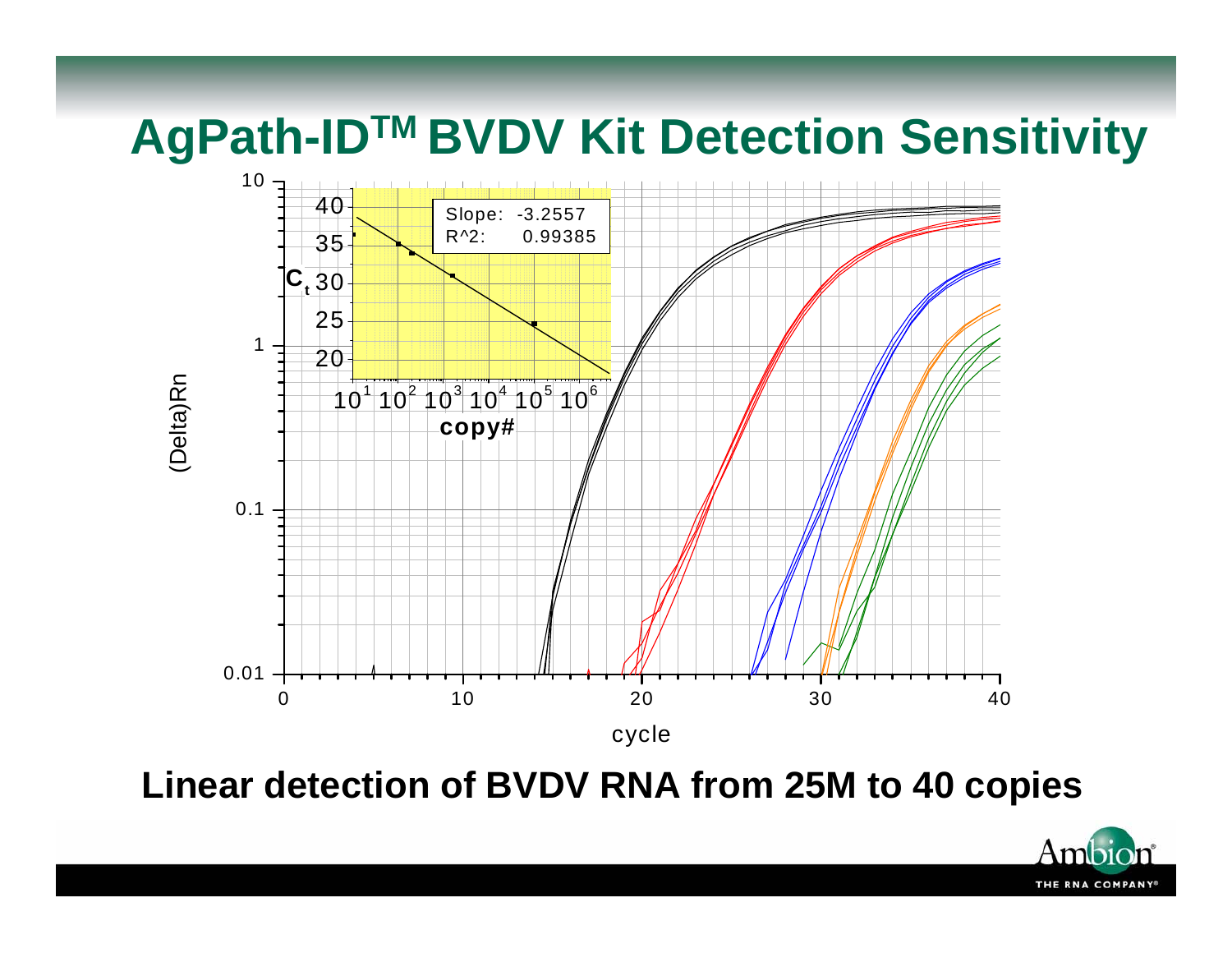# AgPath-ID™ BVDV Kit Detection Sensitivity

Slope: -3.2557
$R^2$: 0.99385

**Linear detection of BVDV RNA from 25M to 40 copies**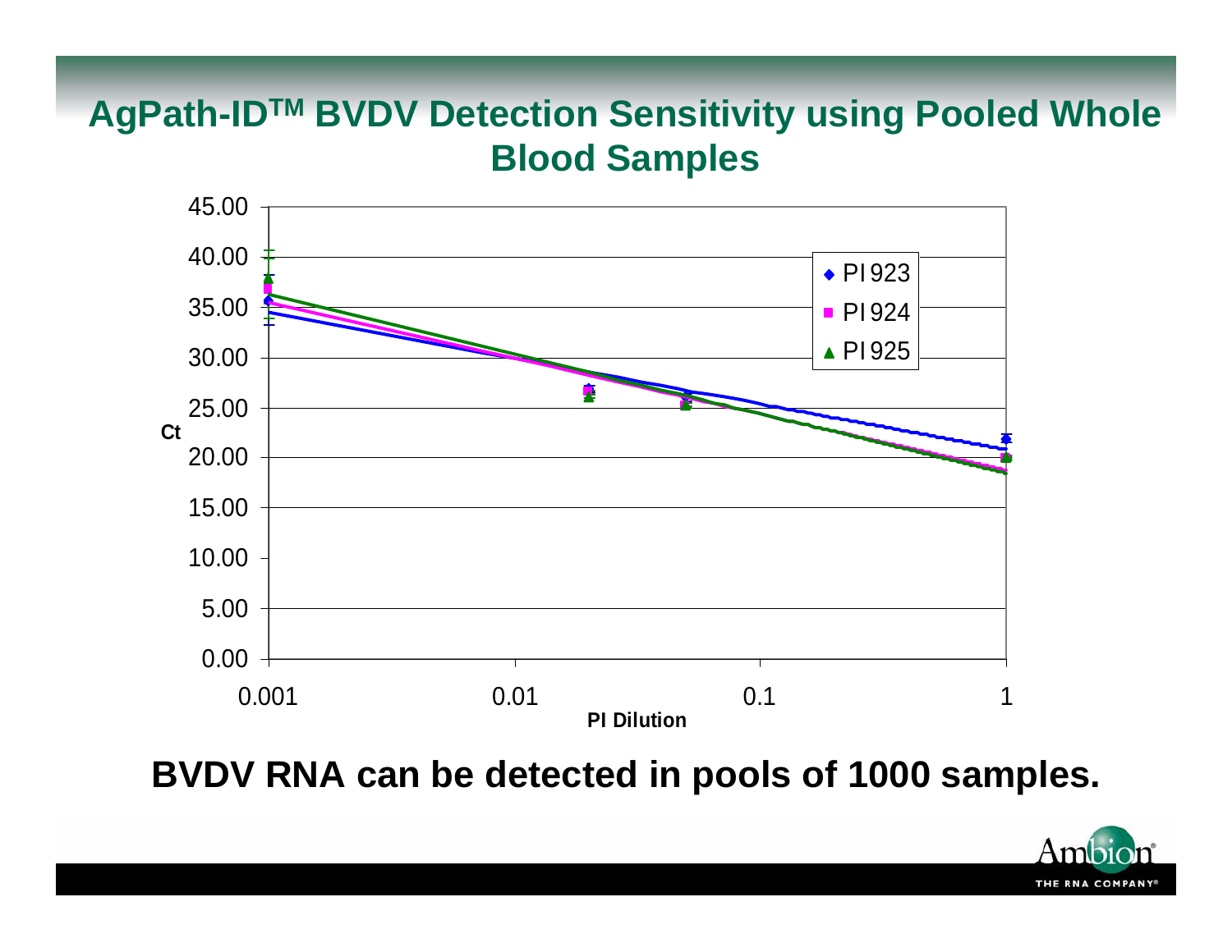# AgPath-ID™ BVDV Detection Sensitivity using Pooled Whole Blood Samples

**BVDV RNA can be detected in pools of 1000 samples.**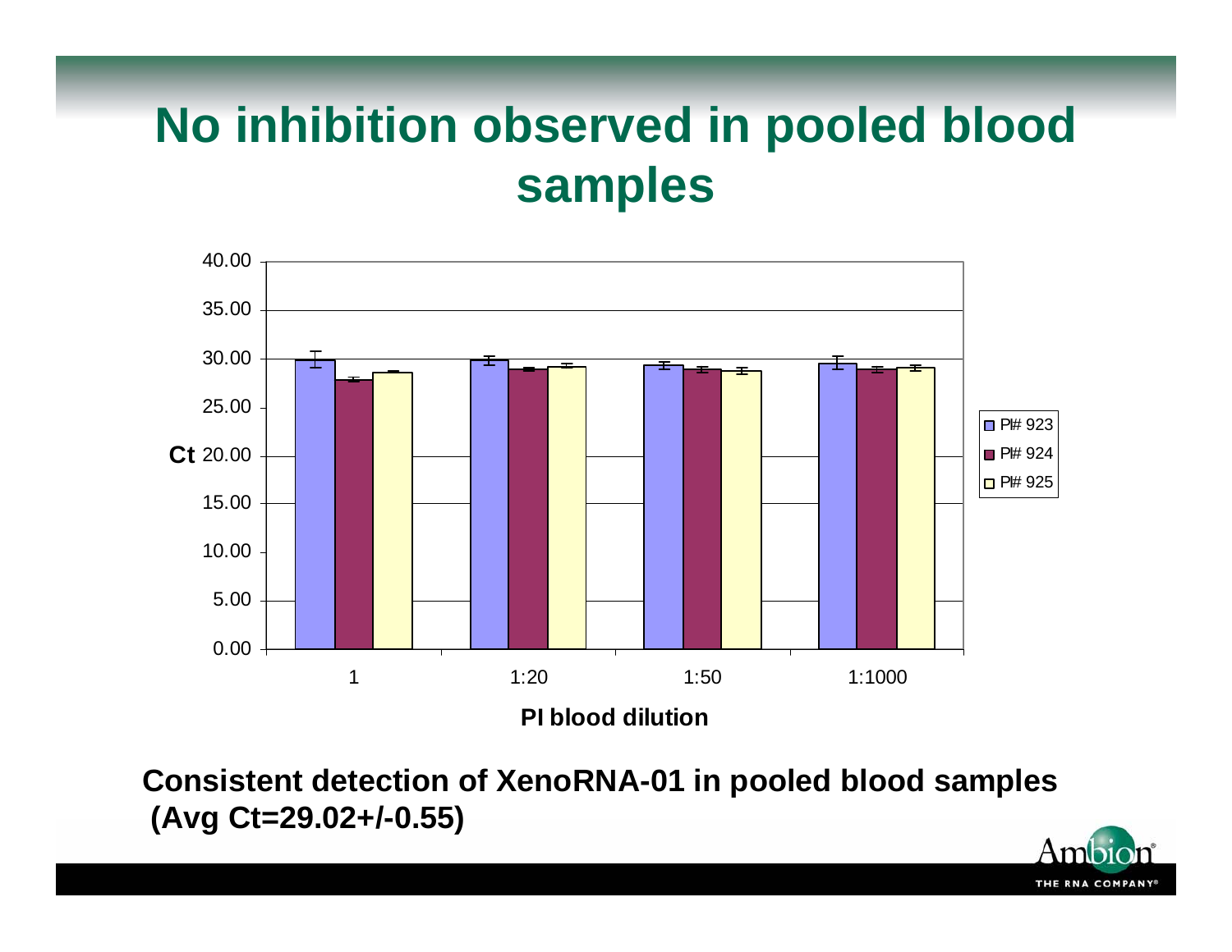# No inhibition observed in pooled blood samples

Ct

40.00
35.00
30.00
25.00
20.00
15.00
10.00
5.00
0.00

1 | 1:20 | 1:50 | 1:1000

PI blood dilution

PI# 923
PI# 924
PI# 925

**Consistent detection of XenoRNA-01 in pooled blood samples (Avg Ct=29.02+/-0.55)**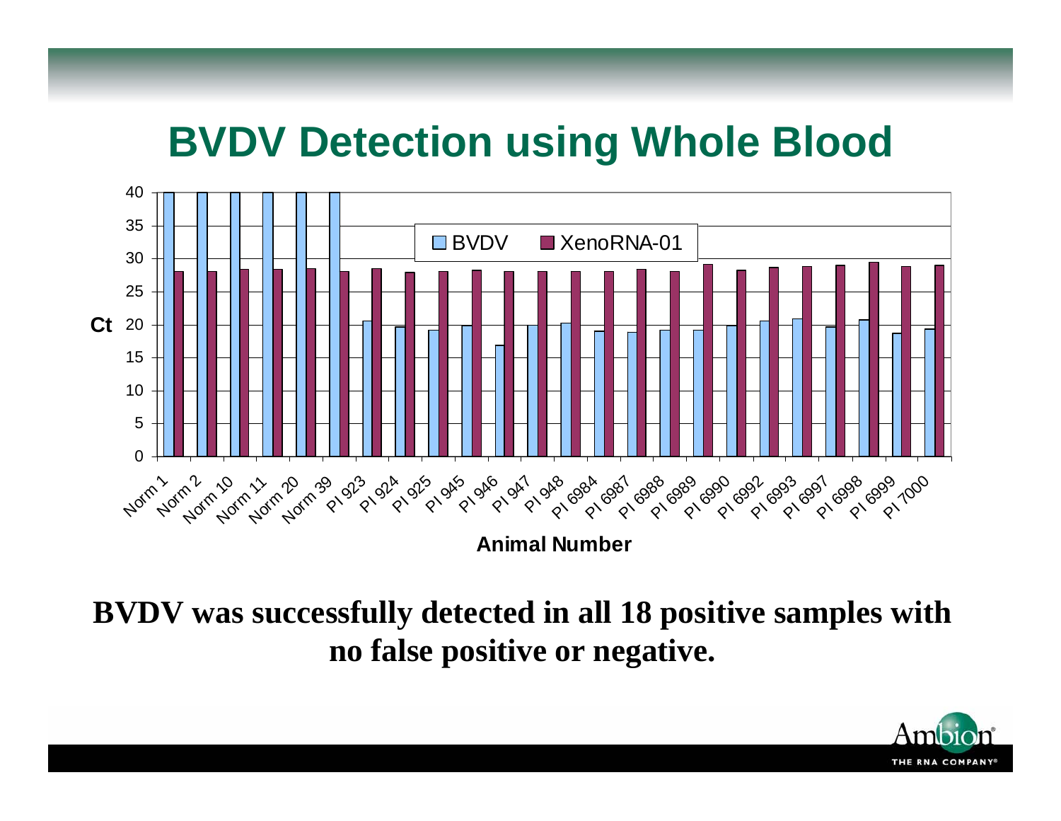# BVDV Detection using Whole Blood

Ct

BVDV | XenoRNA-01

Animal Number

Norm 1, Norm 2, Norm 10, Norm 11, Norm 20, Norm 39, PI 923, PI 924, PI 925, PI 945, PI 946, PI 947, PI 948, PI 6984, PI 6987, PI 6988, PI 6989, PI 6990, PI 6992, PI 6993, PI 6997, PI 6998, PI 6999, PI 7000

**BVDV was successfully detected in all 18 positive samples with no false positive or negative.**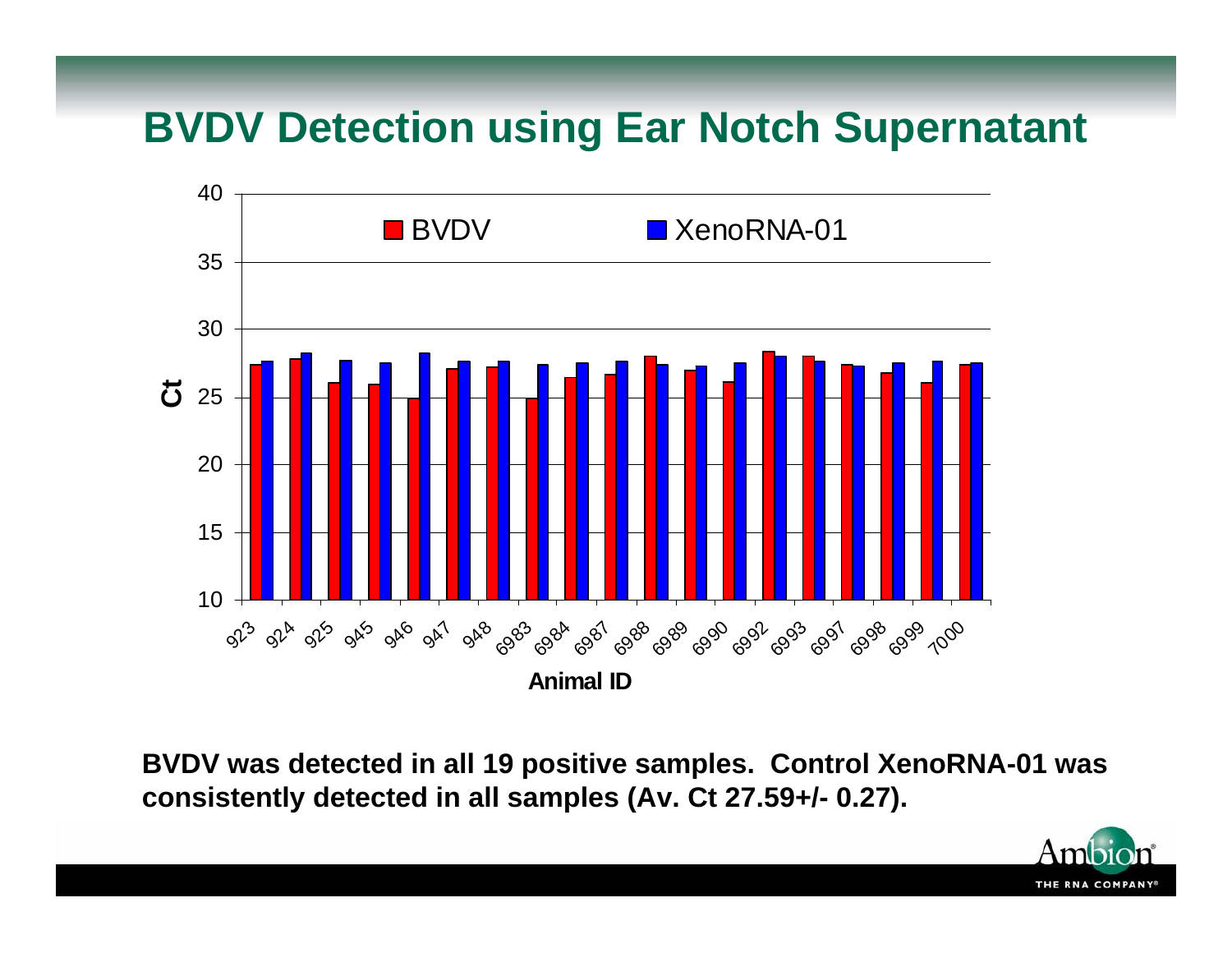# BVDV Detection using Ear Notch Supernatant

**BVDV was detected in all 19 positive samples. Control XenoRNA-01 was consistently detected in all samples (Av. Ct 27.59+/- 0.27).**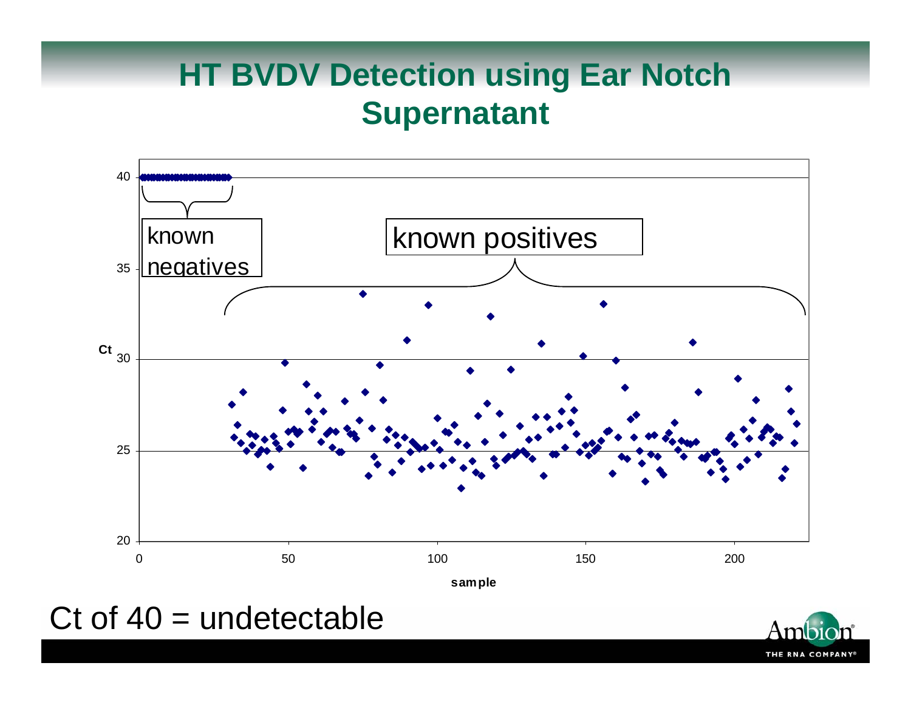# HT BVDV Detection using Ear Notch Supernatant

known negatives

known positives

Ct

sample

Ct of 40 = undetectable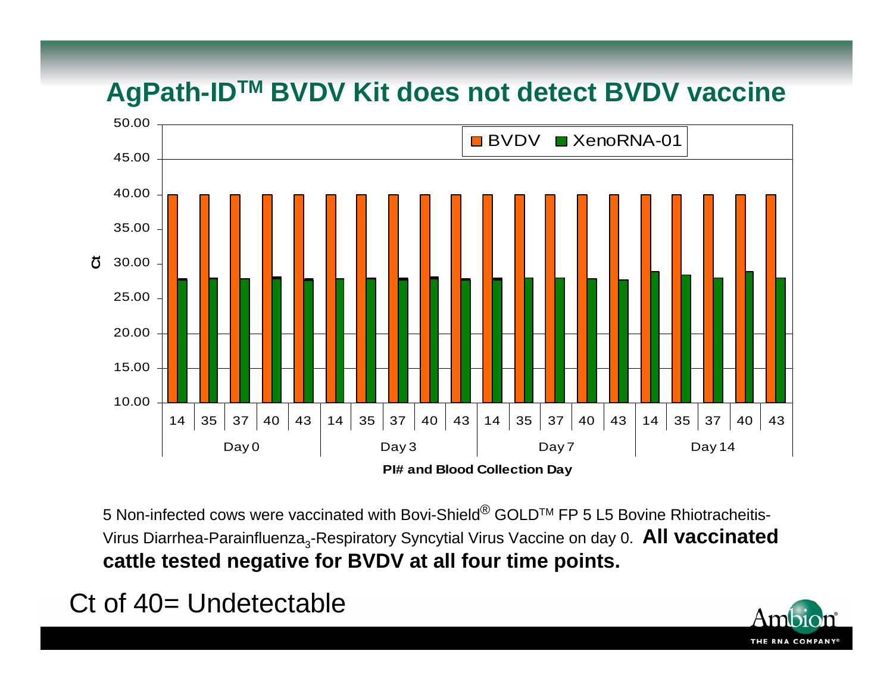# AgPath-ID™ BVDV Kit does not detect BVDV vaccine

5 Non-infected cows were vaccinated with Bovi-Shield® GOLD™ FP 5 L5 Bovine Rhiotracheitis-Virus Diarrhea-Parainfluenza$_3$-Respiratory Syncytial Virus Vaccine on day 0. **All vaccinated cattle tested negative for BVDV at all four time points.**

Ct of 40= Undetectable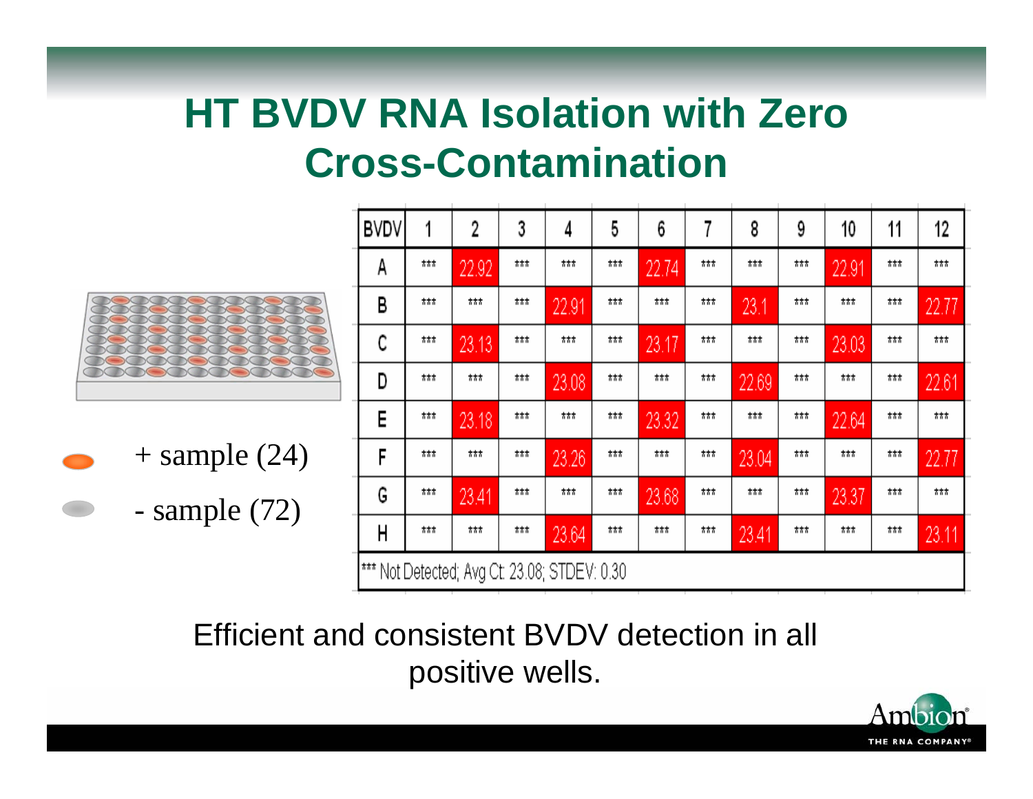# HT BVDV RNA Isolation with Zero Cross-Contamination

+ sample (24)

- sample (72)

| BVDV | 1 | 2 | 3 | 4 | 5 | 6 | 7 | 8 | 9 | 10 | 11 | 12 |
|---|---|---|---|---|---|---|---|---|---|---|---|---|
| A | *** | 22.92 | *** | *** | *** | 22.74 | *** | *** | *** | 22.91 | *** | *** |
| B | *** | *** | *** | 22.91 | *** | *** | *** | 23.1 | *** | *** | *** | 22.77 |
| C | *** | 23.13 | *** | *** | *** | 23.17 | *** | *** | *** | 23.03 | *** | *** |
| D | *** | *** | *** | 23.08 | *** | *** | *** | 22.69 | *** | *** | *** | 22.61 |
| E | *** | 23.18 | *** | *** | *** | 23.32 | *** | *** | *** | 22.64 | *** | *** |
| F | *** | *** | *** | 23.26 | *** | *** | *** | 23.04 | *** | *** | *** | 22.77 |
| G | *** | 23.41 | *** | *** | *** | 23.68 | *** | *** | *** | 23.37 | *** | *** |
| H | *** | *** | *** | 23.64 | *** | *** | *** | 23.41 | *** | *** | *** | 23.11 |

*** Not Detected; Avg Ct: 23.08; STDEV: 0.30

Efficient and consistent BVDV detection in all positive wells.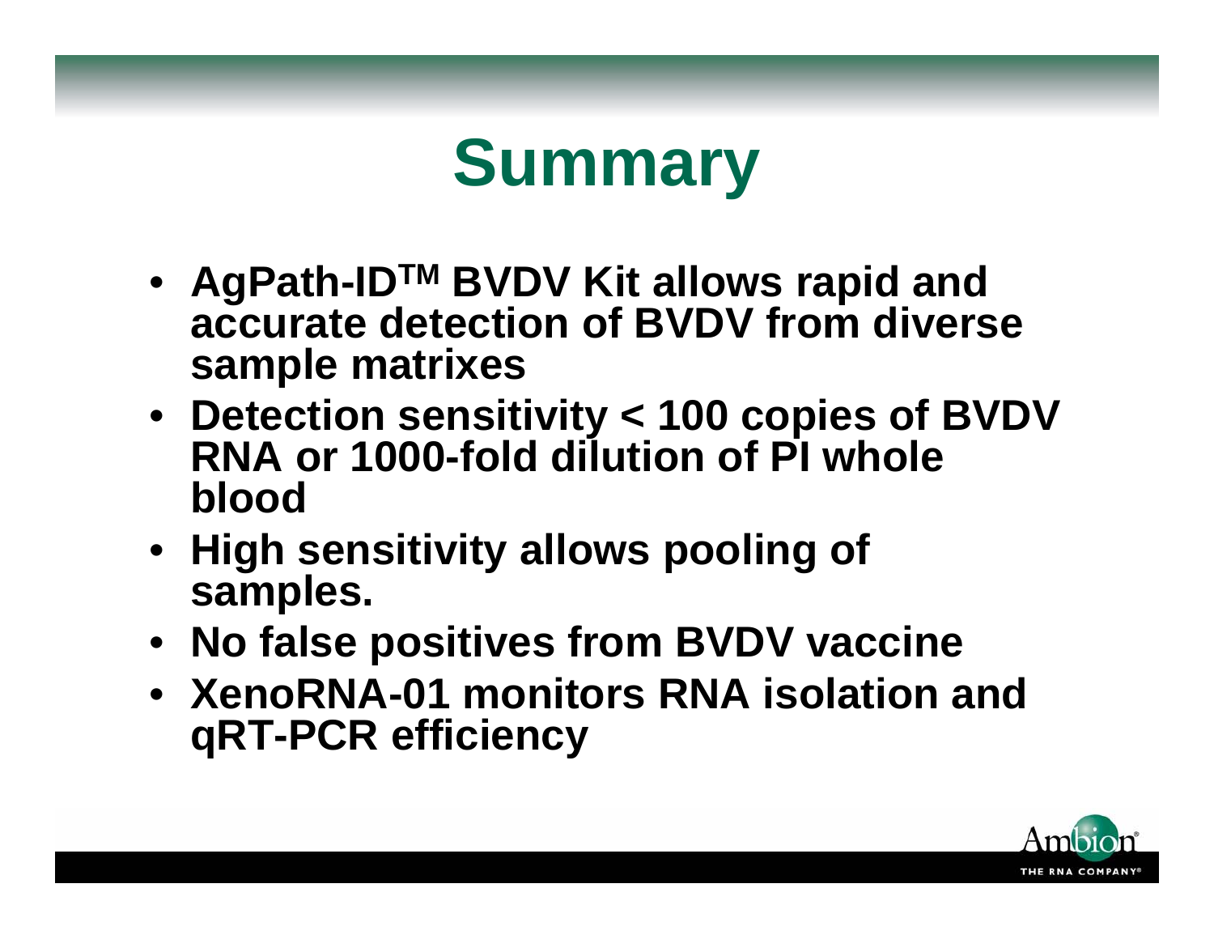# Summary

- **AgPath-ID™ BVDV Kit allows rapid and accurate detection of BVDV from diverse sample matrixes**
- **Detection sensitivity < 100 copies of BVDV RNA or 1000-fold dilution of PI whole blood**
- **High sensitivity allows pooling of samples.**
- **No false positives from BVDV vaccine**
- **XenoRNA-01 monitors RNA isolation and qRT-PCR efficiency**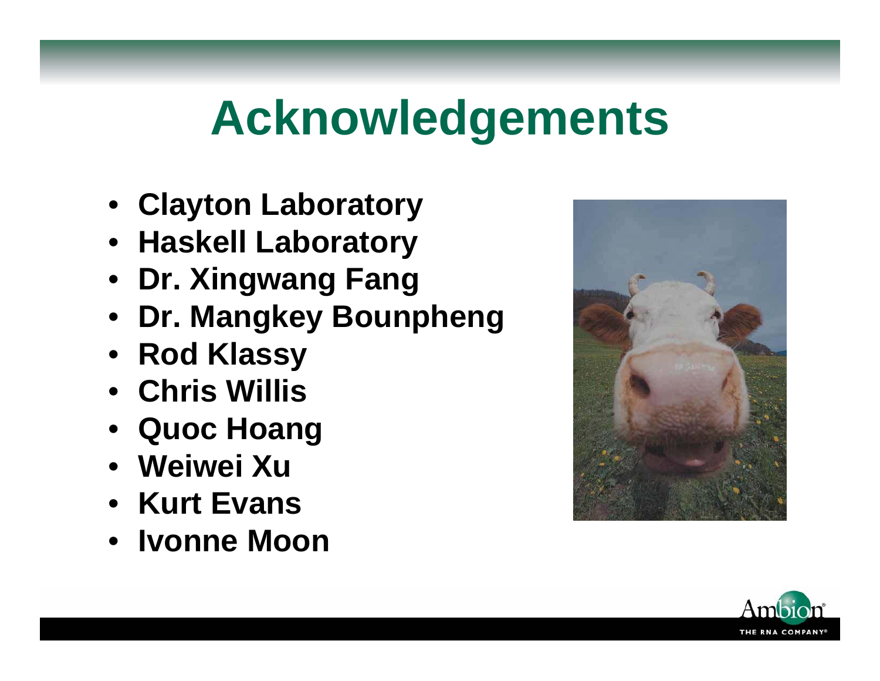# Acknowledgements

- Clayton Laboratory
- Haskell Laboratory
- Dr. Xingwang Fang
- Dr. Mangkey Bounpheng
- Rod Klassy
- Chris Willis
- Quoc Hoang
- Weiwei Xu
- Kurt Evans
- Ivonne Moon